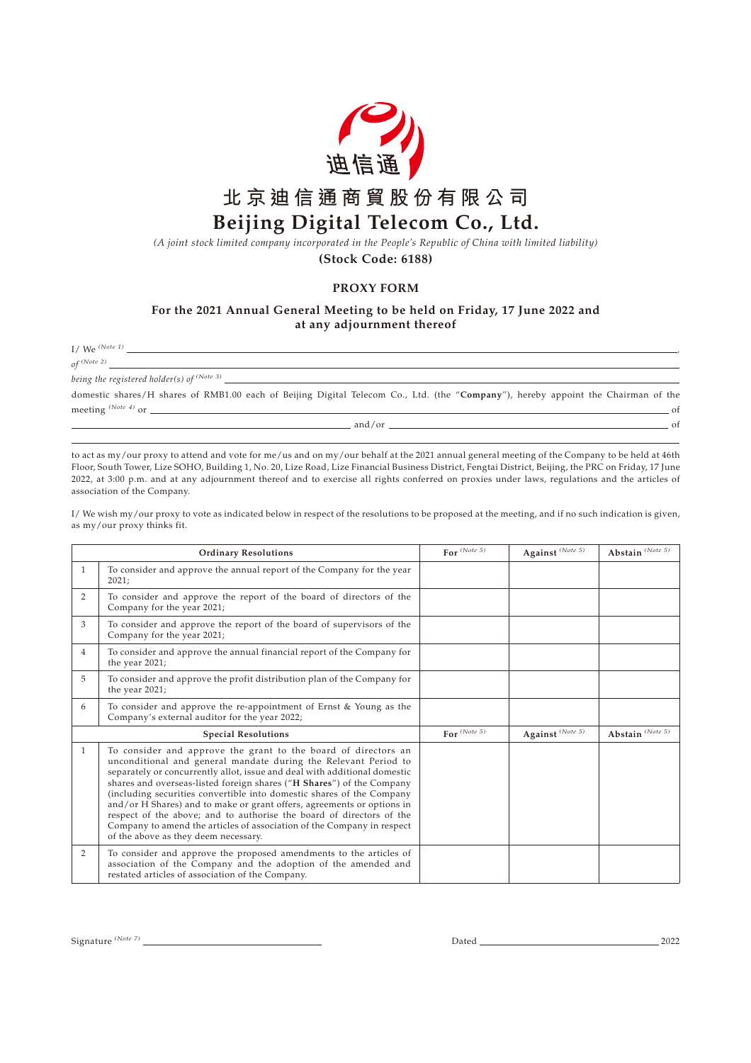迪信通

# 北京迪信通商貿股份有限公司
# Beijing Digital Telecom Co., Ltd.

*(A joint stock limited company incorporated in the People's Republic of China with limited liability)*

**(Stock Code: 6188)**

## PROXY FORM

### For the 2021 Annual General Meeting to be held on Friday, 17 June 2022 and at any adjournment thereof

I/ We (Note 1) ____________________________________________,

*of* (Note 2) ____________________________________________

*being the registered holder(s) of* (Note 3) ____________________________________________

domestic shares/H shares of RMB1.00 each of Beijing Digital Telecom Co., Ltd. (the "**Company**"), hereby appoint the Chairman of the meeting (Note 4) or ____________________________________________ of ____________________________________________ and/or ____________________________________________ of ____________________________________________

to act as my/our proxy to attend and vote for me/us and on my/our behalf at the 2021 annual general meeting of the Company to be held at 46th Floor, South Tower, Lize SOHO, Building 1, No. 20, Lize Road, Lize Financial Business District, Fengtai District, Beijing, the PRC on Friday, 17 June 2022, at 3:00 p.m. and at any adjournment thereof and to exercise all rights conferred on proxies under laws, regulations and the articles of association of the Company.

I/ We wish my/our proxy to vote as indicated below in respect of the resolutions to be proposed at the meeting, and if no such indication is given, as my/our proxy thinks fit.

| | Ordinary Resolutions | For (Note 5) | Against (Note 5) | Abstain (Note 5) |
|---|---|---|---|---|
| 1 | To consider and approve the annual report of the Company for the year 2021; | | | |
| 2 | To consider and approve the report of the board of directors of the Company for the year 2021; | | | |
| 3 | To consider and approve the report of the board of supervisors of the Company for the year 2021; | | | |
| 4 | To consider and approve the annual financial report of the Company for the year 2021; | | | |
| 5 | To consider and approve the profit distribution plan of the Company for the year 2021; | | | |
| 6 | To consider and approve the re-appointment of Ernst & Young as the Company's external auditor for the year 2022; | | | |
| | **Special Resolutions** | **For (Note 5)** | **Against (Note 5)** | **Abstain (Note 5)** |
| 1 | To consider and approve the grant to the board of directors an unconditional and general mandate during the Relevant Period to separately or concurrently allot, issue and deal with additional domestic shares and overseas-listed foreign shares ("**H Shares**") of the Company (including securities convertible into domestic shares of the Company and/or H Shares) and to make or grant offers, agreements or options in respect of the above; and to authorise the board of directors of the Company to amend the articles of association of the Company in respect of the above as they deem necessary. | | | |
| 2 | To consider and approve the proposed amendments to the articles of association of the Company and the adoption of the amended and restated articles of association of the Company. | | | |

Signature (Note 7) ____________________ Dated ____________________ 2022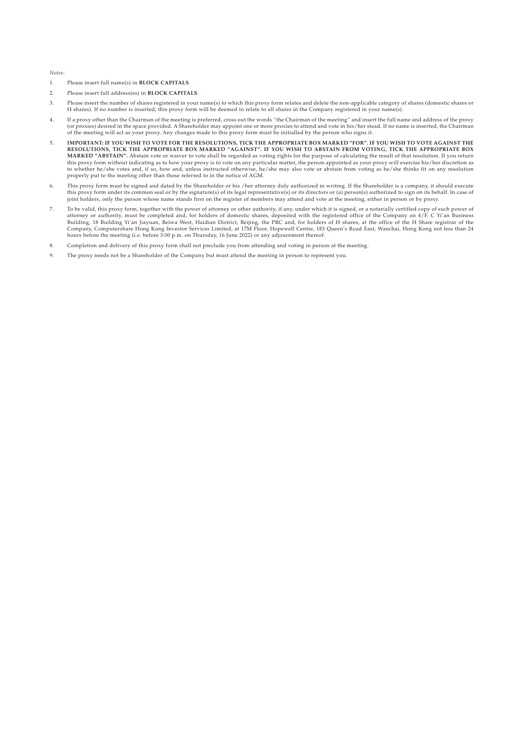*Notes:*

1. Please insert full name(s) in **BLOCK CAPITALS**.
2. Please insert full address(es) in **BLOCK CAPITALS**.
3. Please insert the number of shares registered in your name(s) to which this proxy form relates and delete the non-applicable category of shares (domestic shares or H shares). If no number is inserted, this proxy form will be deemed to relate to all shares in the Company registered in your name(s).
4. If a proxy other than the Chairman of the meeting is preferred, cross out the words "the Chairman of the meeting" and insert the full name and address of the proxy (or proxies) desired in the space provided. A Shareholder may appoint one or more proxies to attend and vote in his/her stead. If no name is inserted, the Chairman of the meeting will act as your proxy. Any changes made to this proxy form must be initialled by the person who signs it.
5. **IMPORTANT: IF YOU WISH TO VOTE FOR THE RESOLUTIONS, TICK THE APPROPRIATE BOX MARKED "FOR". IF YOU WISH TO VOTE AGAINST THE RESOLUTIONS, TICK THE APPROPRIATE BOX MARKED "AGAINST". IF YOU WISH TO ABSTAIN FROM VOTING, TICK THE APPROPRIATE BOX MARKED "ABSTAIN".** Abstain vote or waiver to vote shall be regarded as voting rights for the purpose of calculating the result of that resolution. If you return this proxy form without indicating as to how your proxy is to vote on any particular matter, the person appointed as your proxy will exercise his/her discretion as to whether he/she votes and, if so, how and, unless instructed otherwise, he/she may also vote or abstain from voting as he/she thinks fit on any resolution properly put to the meeting other than those referred to in the notice of AGM.
6. This proxy form must be signed and dated by the Shareholder or his /her attorney duly authorized in writing. If the Shareholder is a company, it should execute this proxy form under its common seal or by the signature(s) of its legal representative(s) or its directors or (a) person(s) authorized to sign on its behalf. In case of joint holders, only the person whose name stands first on the register of members may attend and vote at the meeting, either in person or by proxy.
7. To be valid, this proxy form, together with the power of attorney or other authority, if any, under which it is signed, or a notarially certified copy of such power of attorney or authority, must be completed and, for holders of domestic shares, deposited with the registered office of the Company on 4/F, C Yi'an Business Building, 18 Building Yi'an Jiayuan, Beiwa West, Haidian District, Beijing, the PRC and, for holders of H shares, at the office of the H Share registrar of the Company, Computershare Hong Kong Investor Services Limited, at 17M Floor, Hopewell Centre, 183 Queen's Road East, Wanchai, Hong Kong not less than 24 hours before the meeting (i.e. before 3:00 p.m. on Thursday, 16 June 2022) or any adjournment thereof.
8. Completion and delivery of this proxy form shall not preclude you from attending and voting in person at the meeting.
9. The proxy needs not be a Shareholder of the Company but must attend the meeting in person to represent you.